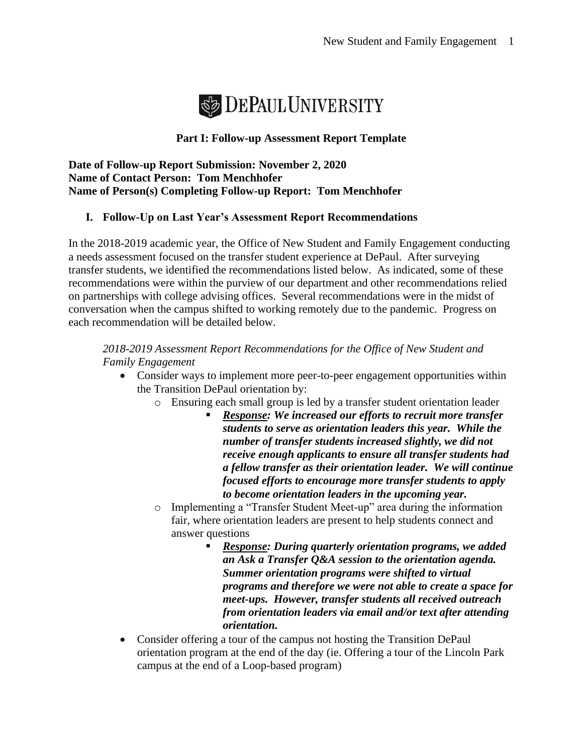**DEPAUL UNIVERSITY**

## Part I: Follow-up Assessment Report Template

**Date of Follow-up Report Submission: November 2, 2020**
**Name of Contact Person: Tom Menchhofer**
**Name of Person(s) Completing Follow-up Report: Tom Menchhofer**

### I. Follow-Up on Last Year's Assessment Report Recommendations

In the 2018-2019 academic year, the Office of New Student and Family Engagement conducting a needs assessment focused on the transfer student experience at DePaul. After surveying transfer students, we identified the recommendations listed below. As indicated, some of these recommendations were within the purview of our department and other recommendations relied on partnerships with college advising offices. Several recommendations were in the midst of conversation when the campus shifted to working remotely due to the pandemic. Progress on each recommendation will be detailed below.

*2018-2019 Assessment Report Recommendations for the Office of New Student and Family Engagement*

- Consider ways to implement more peer-to-peer engagement opportunities within the Transition DePaul orientation by:
  - Ensuring each small group is led by a transfer student orientation leader
    - ***Response**: We increased our efforts to recruit more transfer students to serve as orientation leaders this year. While the number of transfer students increased slightly, we did not receive enough applicants to ensure all transfer students had a fellow transfer as their orientation leader. We will continue focused efforts to encourage more transfer students to apply to become orientation leaders in the upcoming year.*
  - Implementing a "Transfer Student Meet-up" area during the information fair, where orientation leaders are present to help students connect and answer questions
    - ***Response**: During quarterly orientation programs, we added an Ask a Transfer Q&A session to the orientation agenda. Summer orientation programs were shifted to virtual programs and therefore we were not able to create a space for meet-ups. However, transfer students all received outreach from orientation leaders via email and/or text after attending orientation.*
- Consider offering a tour of the campus not hosting the Transition DePaul orientation program at the end of the day (ie. Offering a tour of the Lincoln Park campus at the end of a Loop-based program)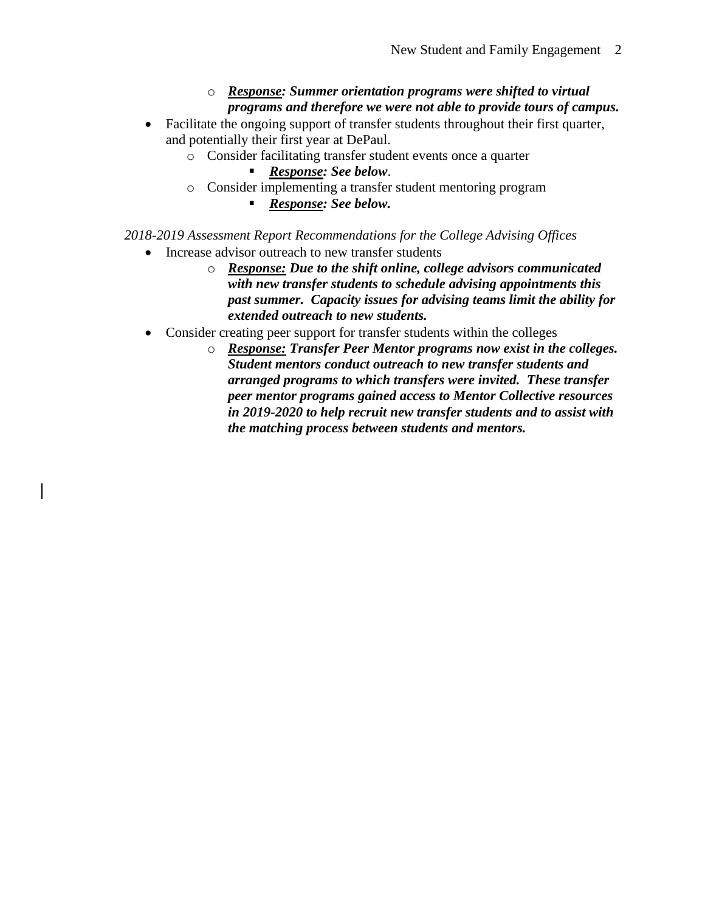- ***Response**: Summer orientation programs were shifted to virtual programs and therefore we were not able to provide tours of campus.*

- Facilitate the ongoing support of transfer students throughout their first quarter, and potentially their first year at DePaul.
    - Consider facilitating transfer student events once a quarter
        - ***Response**: See below*.
    - Consider implementing a transfer student mentoring program
        - ***Response**: See below.*

*2018-2019 Assessment Report Recommendations for the College Advising Offices*

- Increase advisor outreach to new transfer students
    - ***Response:** Due to the shift online, college advisors communicated with new transfer students to schedule advising appointments this past summer. Capacity issues for advising teams limit the ability for extended outreach to new students.*
- Consider creating peer support for transfer students within the colleges
    - ***Response:** Transfer Peer Mentor programs now exist in the colleges. Student mentors conduct outreach to new transfer students and arranged programs to which transfers were invited. These transfer peer mentor programs gained access to Mentor Collective resources in 2019-2020 to help recruit new transfer students and to assist with the matching process between students and mentors.*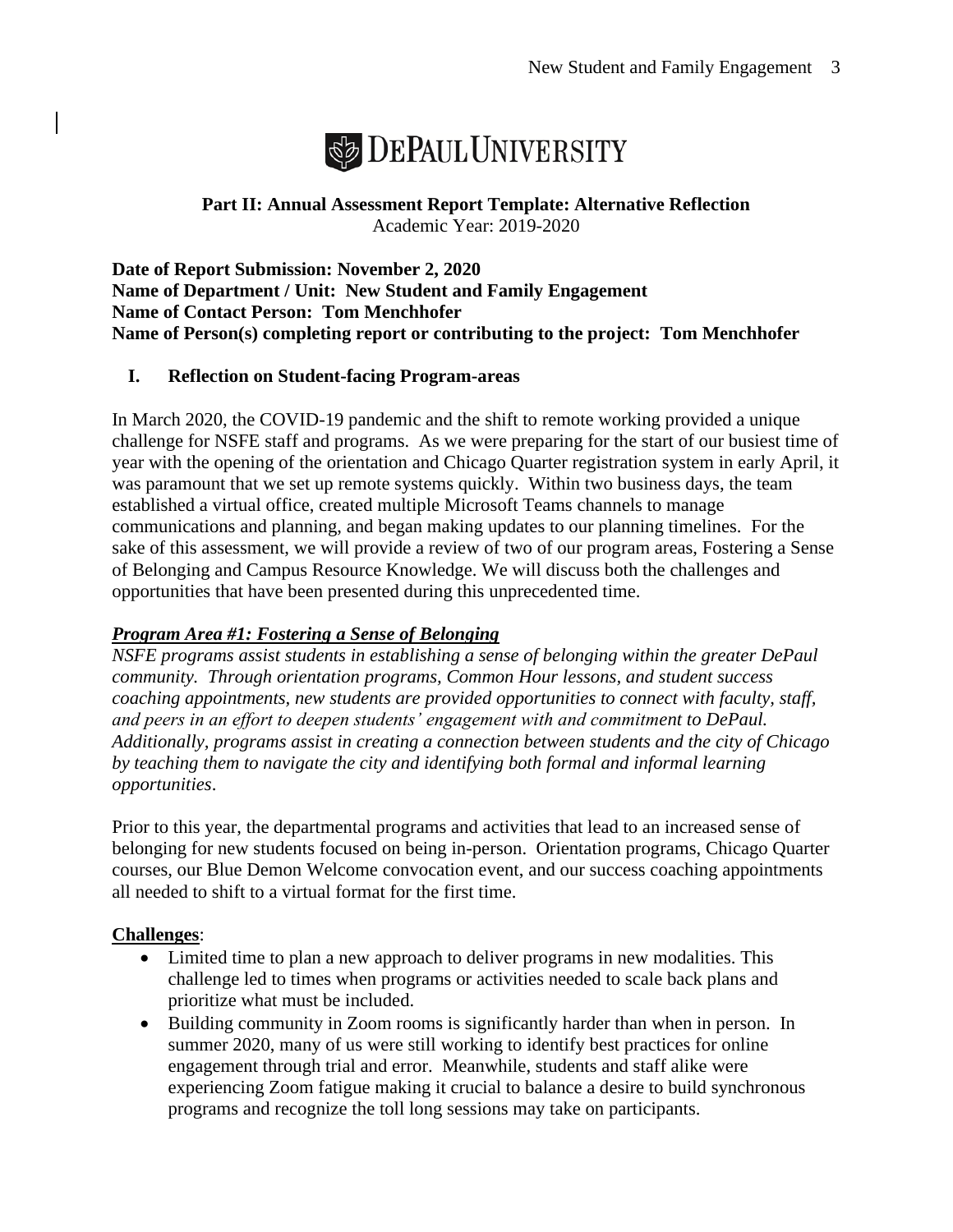# DePaul University

**Part II: Annual Assessment Report Template: Alternative Reflection**
Academic Year: 2019-2020

**Date of Report Submission: November 2, 2020**
**Name of Department / Unit: New Student and Family Engagement**
**Name of Contact Person: Tom Menchhofer**
**Name of Person(s) completing report or contributing to the project: Tom Menchhofer**

## I. Reflection on Student-facing Program-areas

In March 2020, the COVID-19 pandemic and the shift to remote working provided a unique challenge for NSFE staff and programs. As we were preparing for the start of our busiest time of year with the opening of the orientation and Chicago Quarter registration system in early April, it was paramount that we set up remote systems quickly. Within two business days, the team established a virtual office, created multiple Microsoft Teams channels to manage communications and planning, and began making updates to our planning timelines. For the sake of this assessment, we will provide a review of two of our program areas, Fostering a Sense of Belonging and Campus Resource Knowledge. We will discuss both the challenges and opportunities that have been presented during this unprecedented time.

***Program Area #1: Fostering a Sense of Belonging***

*NSFE programs assist students in establishing a sense of belonging within the greater DePaul community. Through orientation programs, Common Hour lessons, and student success coaching appointments, new students are provided opportunities to connect with faculty, staff, and peers in an effort to deepen students' engagement with and commitment to DePaul. Additionally, programs assist in creating a connection between students and the city of Chicago by teaching them to navigate the city and identifying both formal and informal learning opportunities*.

Prior to this year, the departmental programs and activities that lead to an increased sense of belonging for new students focused on being in-person. Orientation programs, Chicago Quarter courses, our Blue Demon Welcome convocation event, and our success coaching appointments all needed to shift to a virtual format for the first time.

**Challenges**:

- Limited time to plan a new approach to deliver programs in new modalities. This challenge led to times when programs or activities needed to scale back plans and prioritize what must be included.
- Building community in Zoom rooms is significantly harder than when in person. In summer 2020, many of us were still working to identify best practices for online engagement through trial and error. Meanwhile, students and staff alike were experiencing Zoom fatigue making it crucial to balance a desire to build synchronous programs and recognize the toll long sessions may take on participants.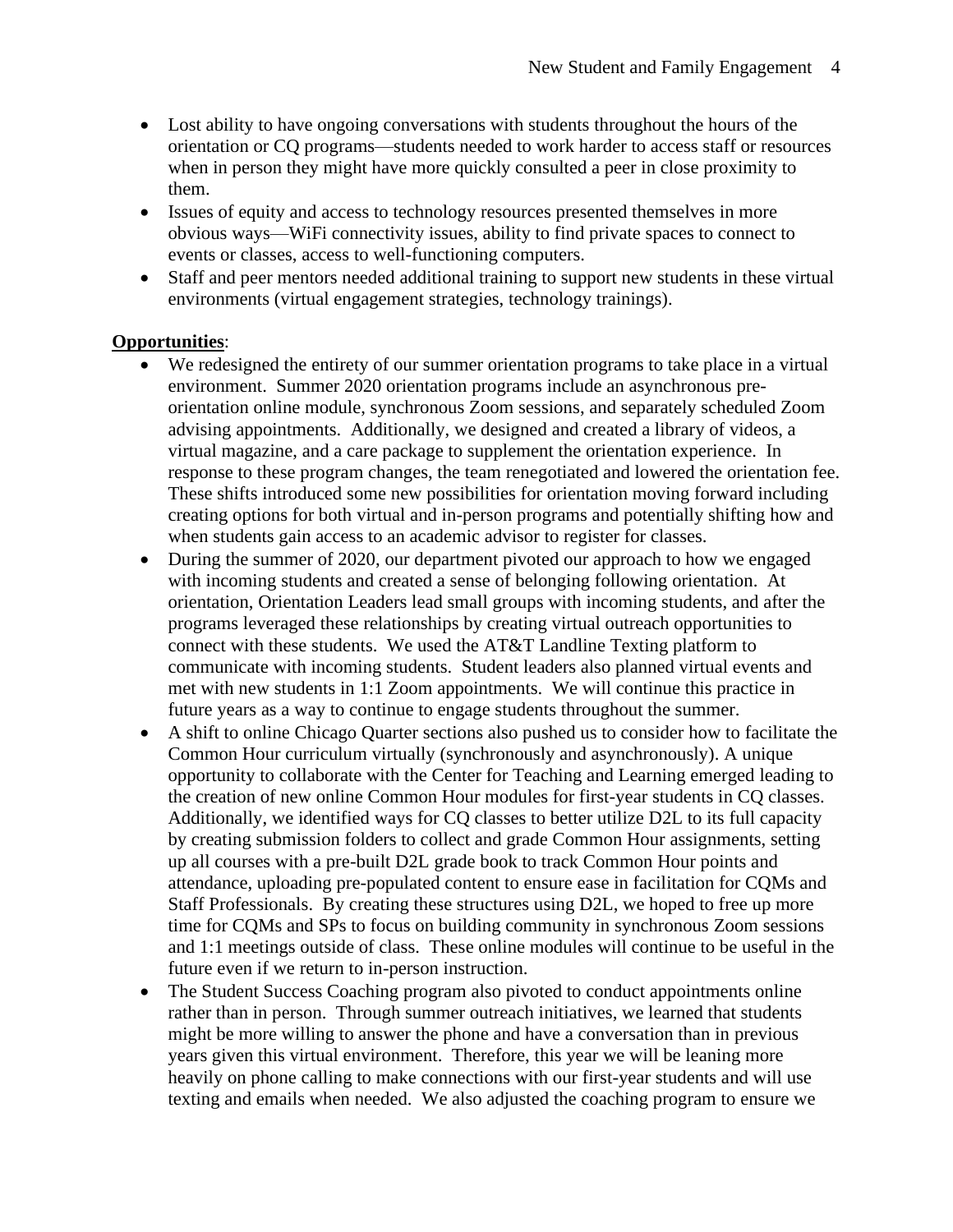- Lost ability to have ongoing conversations with students throughout the hours of the orientation or CQ programs—students needed to work harder to access staff or resources when in person they might have more quickly consulted a peer in close proximity to them.
- Issues of equity and access to technology resources presented themselves in more obvious ways—WiFi connectivity issues, ability to find private spaces to connect to events or classes, access to well-functioning computers.
- Staff and peer mentors needed additional training to support new students in these virtual environments (virtual engagement strategies, technology trainings).

**Opportunities**:

- We redesigned the entirety of our summer orientation programs to take place in a virtual environment. Summer 2020 orientation programs include an asynchronous pre-orientation online module, synchronous Zoom sessions, and separately scheduled Zoom advising appointments. Additionally, we designed and created a library of videos, a virtual magazine, and a care package to supplement the orientation experience. In response to these program changes, the team renegotiated and lowered the orientation fee. These shifts introduced some new possibilities for orientation moving forward including creating options for both virtual and in-person programs and potentially shifting how and when students gain access to an academic advisor to register for classes.
- During the summer of 2020, our department pivoted our approach to how we engaged with incoming students and created a sense of belonging following orientation. At orientation, Orientation Leaders lead small groups with incoming students, and after the programs leveraged these relationships by creating virtual outreach opportunities to connect with these students. We used the AT&T Landline Texting platform to communicate with incoming students. Student leaders also planned virtual events and met with new students in 1:1 Zoom appointments. We will continue this practice in future years as a way to continue to engage students throughout the summer.
- A shift to online Chicago Quarter sections also pushed us to consider how to facilitate the Common Hour curriculum virtually (synchronously and asynchronously). A unique opportunity to collaborate with the Center for Teaching and Learning emerged leading to the creation of new online Common Hour modules for first-year students in CQ classes. Additionally, we identified ways for CQ classes to better utilize D2L to its full capacity by creating submission folders to collect and grade Common Hour assignments, setting up all courses with a pre-built D2L grade book to track Common Hour points and attendance, uploading pre-populated content to ensure ease in facilitation for CQMs and Staff Professionals. By creating these structures using D2L, we hoped to free up more time for CQMs and SPs to focus on building community in synchronous Zoom sessions and 1:1 meetings outside of class. These online modules will continue to be useful in the future even if we return to in-person instruction.
- The Student Success Coaching program also pivoted to conduct appointments online rather than in person. Through summer outreach initiatives, we learned that students might be more willing to answer the phone and have a conversation than in previous years given this virtual environment. Therefore, this year we will be leaning more heavily on phone calling to make connections with our first-year students and will use texting and emails when needed. We also adjusted the coaching program to ensure we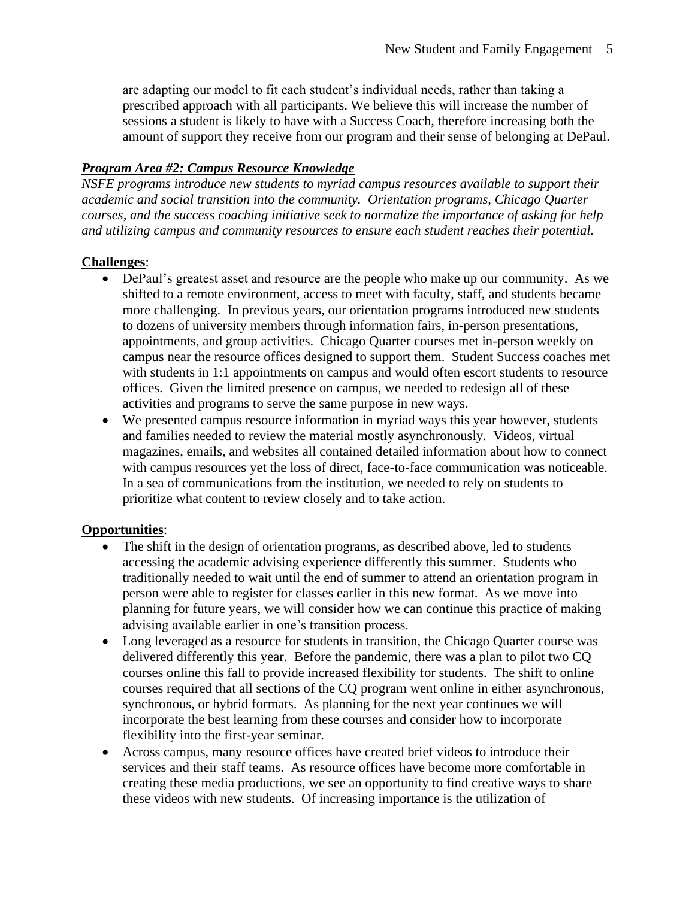are adapting our model to fit each student's individual needs, rather than taking a prescribed approach with all participants. We believe this will increase the number of sessions a student is likely to have with a Success Coach, therefore increasing both the amount of support they receive from our program and their sense of belonging at DePaul.

***Program Area #2: Campus Resource Knowledge***

*NSFE programs introduce new students to myriad campus resources available to support their academic and social transition into the community. Orientation programs, Chicago Quarter courses, and the success coaching initiative seek to normalize the importance of asking for help and utilizing campus and community resources to ensure each student reaches their potential.*

**Challenges**:

- DePaul's greatest asset and resource are the people who make up our community. As we shifted to a remote environment, access to meet with faculty, staff, and students became more challenging. In previous years, our orientation programs introduced new students to dozens of university members through information fairs, in-person presentations, appointments, and group activities. Chicago Quarter courses met in-person weekly on campus near the resource offices designed to support them. Student Success coaches met with students in 1:1 appointments on campus and would often escort students to resource offices. Given the limited presence on campus, we needed to redesign all of these activities and programs to serve the same purpose in new ways.
- We presented campus resource information in myriad ways this year however, students and families needed to review the material mostly asynchronously. Videos, virtual magazines, emails, and websites all contained detailed information about how to connect with campus resources yet the loss of direct, face-to-face communication was noticeable. In a sea of communications from the institution, we needed to rely on students to prioritize what content to review closely and to take action.

**Opportunities**:

- The shift in the design of orientation programs, as described above, led to students accessing the academic advising experience differently this summer. Students who traditionally needed to wait until the end of summer to attend an orientation program in person were able to register for classes earlier in this new format. As we move into planning for future years, we will consider how we can continue this practice of making advising available earlier in one's transition process.
- Long leveraged as a resource for students in transition, the Chicago Quarter course was delivered differently this year. Before the pandemic, there was a plan to pilot two CQ courses online this fall to provide increased flexibility for students. The shift to online courses required that all sections of the CQ program went online in either asynchronous, synchronous, or hybrid formats. As planning for the next year continues we will incorporate the best learning from these courses and consider how to incorporate flexibility into the first-year seminar.
- Across campus, many resource offices have created brief videos to introduce their services and their staff teams. As resource offices have become more comfortable in creating these media productions, we see an opportunity to find creative ways to share these videos with new students. Of increasing importance is the utilization of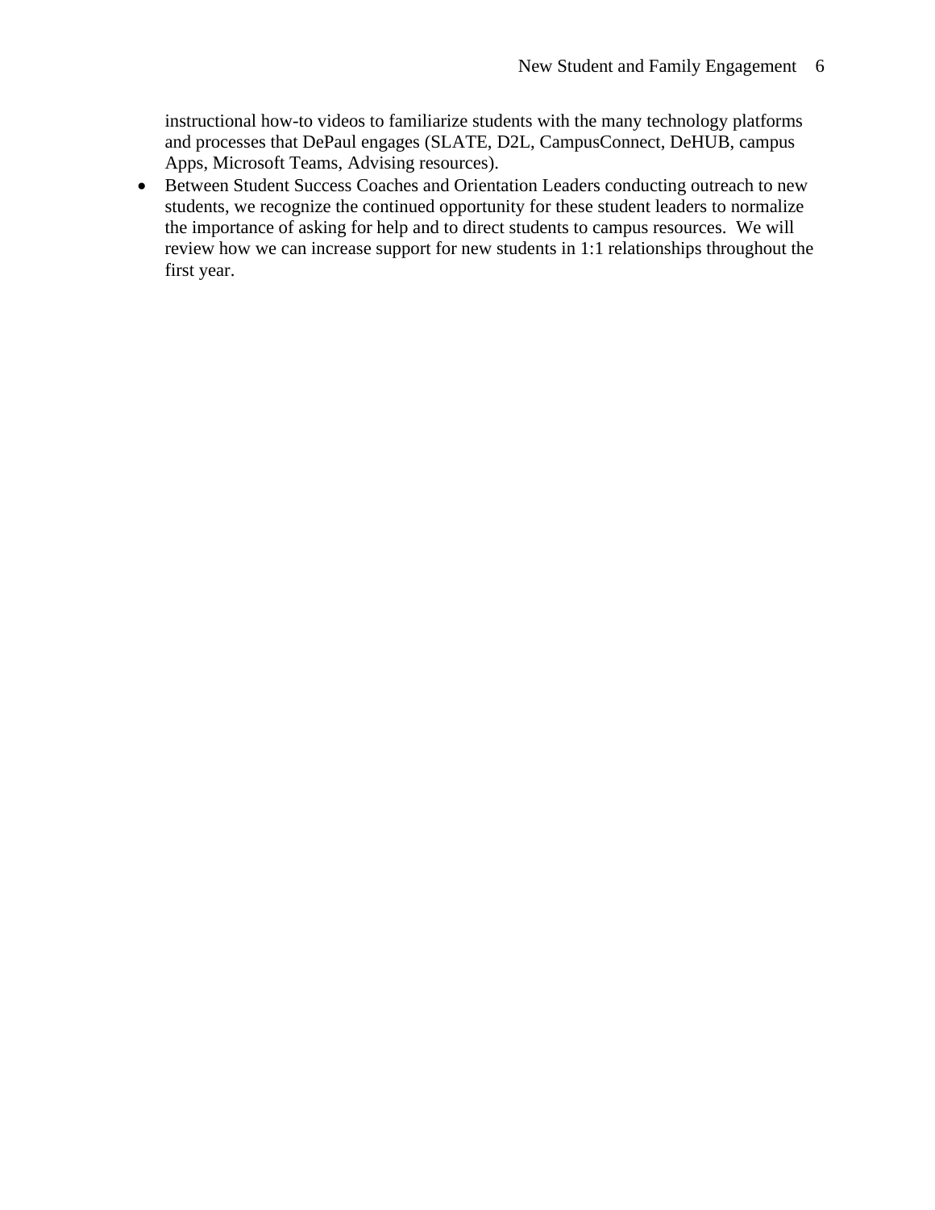instructional how-to videos to familiarize students with the many technology platforms and processes that DePaul engages (SLATE, D2L, CampusConnect, DeHUB, campus Apps, Microsoft Teams, Advising resources).

- Between Student Success Coaches and Orientation Leaders conducting outreach to new students, we recognize the continued opportunity for these student leaders to normalize the importance of asking for help and to direct students to campus resources. We will review how we can increase support for new students in 1:1 relationships throughout the first year.